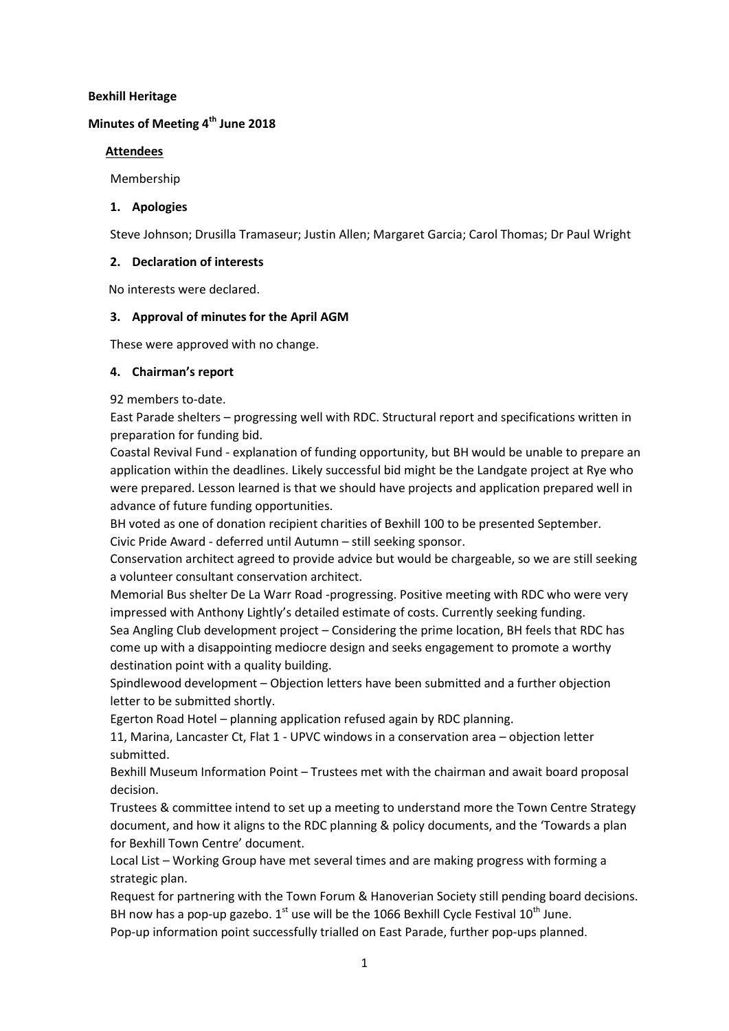**Bexhill Heritage**

**Minutes of Meeting 4th June 2018**

**Attendees**

Membership

**1. Apologies**

Steve Johnson; Drusilla Tramaseur; Justin Allen; Margaret Garcia; Carol Thomas; Dr Paul Wright

**2. Declaration of interests**

No interests were declared.

**3. Approval of minutes for the April AGM**

These were approved with no change.

**4. Chairman's report**

92 members to-date.

East Parade shelters – progressing well with RDC. Structural report and specifications written in preparation for funding bid.

Coastal Revival Fund - explanation of funding opportunity, but BH would be unable to prepare an application within the deadlines. Likely successful bid might be the Landgate project at Rye who were prepared. Lesson learned is that we should have projects and application prepared well in advance of future funding opportunities.

BH voted as one of donation recipient charities of Bexhill 100 to be presented September.

Civic Pride Award - deferred until Autumn – still seeking sponsor.

Conservation architect agreed to provide advice but would be chargeable, so we are still seeking a volunteer consultant conservation architect.

Memorial Bus shelter De La Warr Road -progressing. Positive meeting with RDC who were very impressed with Anthony Lightly's detailed estimate of costs. Currently seeking funding.

Sea Angling Club development project – Considering the prime location, BH feels that RDC has come up with a disappointing mediocre design and seeks engagement to promote a worthy destination point with a quality building.

Spindlewood development – Objection letters have been submitted and a further objection letter to be submitted shortly.

Egerton Road Hotel – planning application refused again by RDC planning.

11, Marina, Lancaster Ct, Flat 1 - UPVC windows in a conservation area – objection letter submitted.

Bexhill Museum Information Point – Trustees met with the chairman and await board proposal decision.

Trustees & committee intend to set up a meeting to understand more the Town Centre Strategy document, and how it aligns to the RDC planning & policy documents, and the 'Towards a plan for Bexhill Town Centre' document.

Local List – Working Group have met several times and are making progress with forming a strategic plan.

Request for partnering with the Town Forum & Hanoverian Society still pending board decisions.

BH now has a pop-up gazebo. 1st use will be the 1066 Bexhill Cycle Festival 10th June.

Pop-up information point successfully trialled on East Parade, further pop-ups planned.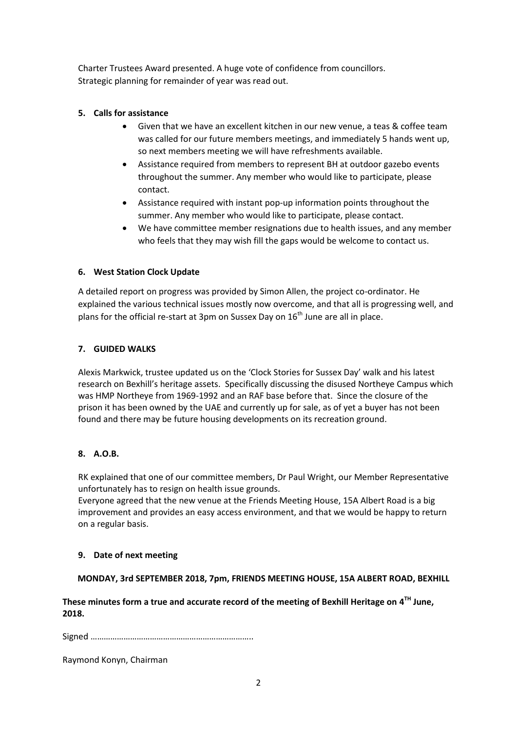Charter Trustees Award presented. A huge vote of confidence from councillors.
Strategic planning for remainder of year was read out.

**5. Calls for assistance**

- Given that we have an excellent kitchen in our new venue, a teas & coffee team was called for our future members meetings, and immediately 5 hands went up, so next members meeting we will have refreshments available.
- Assistance required from members to represent BH at outdoor gazebo events throughout the summer. Any member who would like to participate, please contact.
- Assistance required with instant pop-up information points throughout the summer. Any member who would like to participate, please contact.
- We have committee member resignations due to health issues, and any member who feels that they may wish fill the gaps would be welcome to contact us.

**6. West Station Clock Update**

A detailed report on progress was provided by Simon Allen, the project co-ordinator. He explained the various technical issues mostly now overcome, and that all is progressing well, and plans for the official re-start at 3pm on Sussex Day on 16th June are all in place.

**7. GUIDED WALKS**

Alexis Markwick, trustee updated us on the 'Clock Stories for Sussex Day' walk and his latest research on Bexhill's heritage assets. Specifically discussing the disused Northeye Campus which was HMP Northeye from 1969-1992 and an RAF base before that. Since the closure of the prison it has been owned by the UAE and currently up for sale, as of yet a buyer has not been found and there may be future housing developments on its recreation ground.

**8. A.O.B.**

RK explained that one of our committee members, Dr Paul Wright, our Member Representative unfortunately has to resign on health issue grounds.
Everyone agreed that the new venue at the Friends Meeting House, 15A Albert Road is a big improvement and provides an easy access environment, and that we would be happy to return on a regular basis.

**9. Date of next meeting**

**MONDAY, 3rd SEPTEMBER 2018, 7pm, FRIENDS MEETING HOUSE, 15A ALBERT ROAD, BEXHILL**

**These minutes form a true and accurate record of the meeting of Bexhill Heritage on 4TH June, 2018.**

Signed ………………………………………………………………..

Raymond Konyn, Chairman